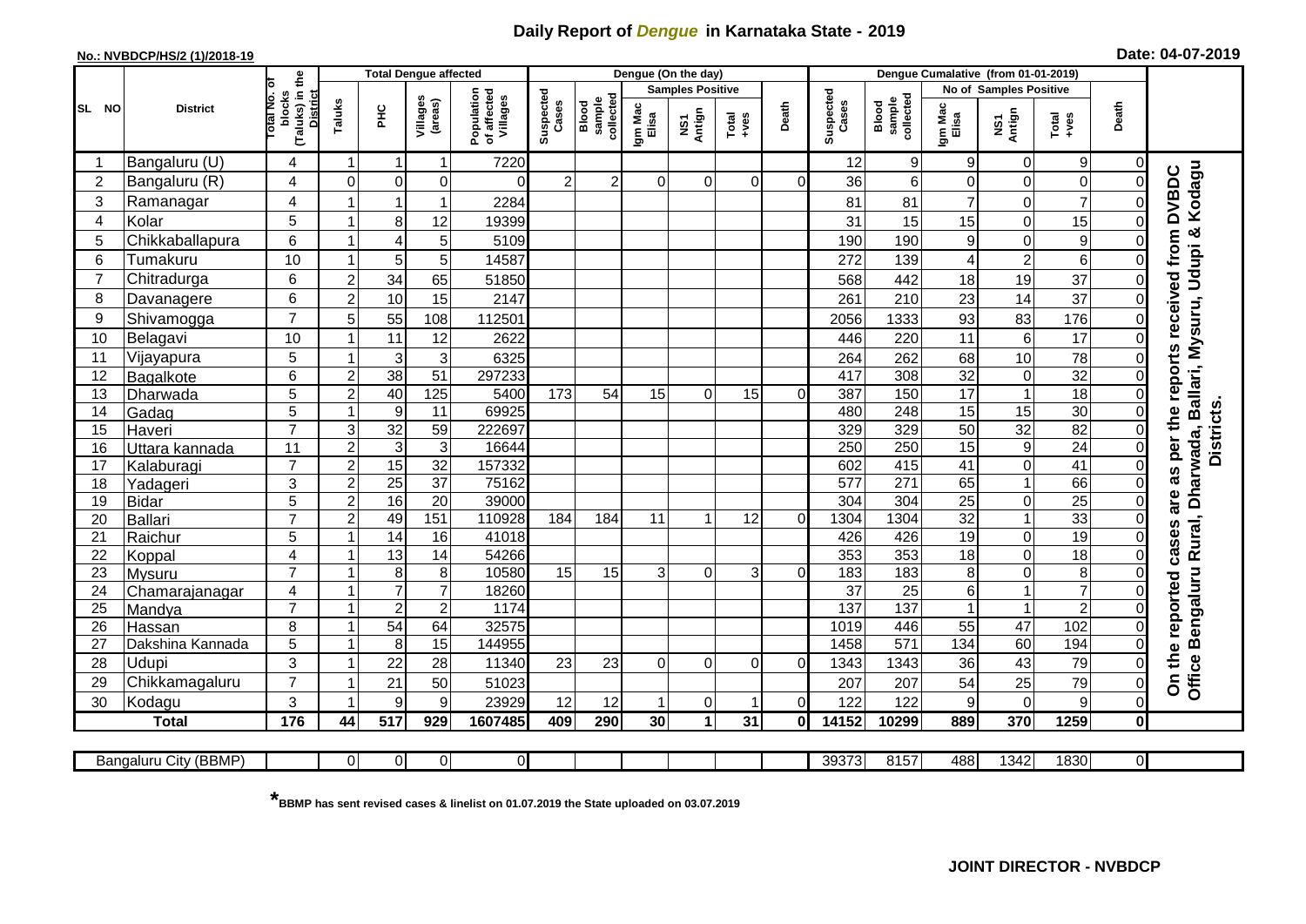# Daily Report of *Dengue* in Karnataka State - 2019

**No.: NVBDCP/HS/2 (1)/2018-19**

**Date: 04-07-2019**

| SL NO | District | Total No. of blocks (Taluks) in the District | Total Dengue affected | | | | Dengue (On the day) | | | | | | Dengue Cumalative (from 01-01-2019) | | | | | | |
|---|---|---|---|---|---|---|---|---|---|---|---|---|---|---|---|---|---|---|---|
| | | | Taluks | PHC | Villages (areas) | Population of affected Villages | Suspected Cases | Blood sample collected | Samples Positive | | | Death | Suspected Cases | Blood sample collected | No of Samples Positive | | | Death | |
| | | | | | | | | | Igm Mac Elisa | NS1 Antign | Total +ves | | | | Igm Mac Elisa | NS1 Antign | Total +ves | | |
| 1 | Bangaluru (U) | 4 | 1 | 1 | 1 | 7220 | | | | | | | 12 | 9 | 9 | 0 | 9 | 0 | On the reported cases are as per the reports received from DVBDC Office Bengaluru Rural, Dharwada, Ballari, Mysuru, Udupi & Kodagu Districts. |
| 2 | Bangaluru (R) | 4 | 0 | 0 | 0 | 0 | 2 | 2 | 0 | 0 | 0 | 0 | 36 | 6 | 0 | 0 | 0 | 0 | |
| 3 | Ramanagar | 4 | 1 | 1 | 1 | 2284 | | | | | | | 81 | 81 | 7 | 0 | 7 | 0 | |
| 4 | Kolar | 5 | 1 | 8 | 12 | 19399 | | | | | | | 31 | 15 | 15 | 0 | 15 | 0 | |
| 5 | Chikkaballapura | 6 | 1 | 4 | 5 | 5109 | | | | | | | 190 | 190 | 9 | 0 | 9 | 0 | |
| 6 | Tumakuru | 10 | 1 | 5 | 5 | 14587 | | | | | | | 272 | 139 | 4 | 2 | 6 | 0 | |
| 7 | Chitradurga | 6 | 2 | 34 | 65 | 51850 | | | | | | | 568 | 442 | 18 | 19 | 37 | 0 | |
| 8 | Davanagere | 6 | 2 | 10 | 15 | 2147 | | | | | | | 261 | 210 | 23 | 14 | 37 | 0 | |
| 9 | Shivamogga | 7 | 5 | 55 | 108 | 112501 | | | | | | | 2056 | 1333 | 93 | 83 | 176 | 0 | |
| 10 | Belagavi | 10 | 1 | 11 | 12 | 2622 | | | | | | | 446 | 220 | 11 | 6 | 17 | 0 | |
| 11 | Vijayapura | 5 | 1 | 3 | 3 | 6325 | | | | | | | 264 | 262 | 68 | 10 | 78 | 0 | |
| 12 | Bagalkote | 6 | 2 | 38 | 51 | 297233 | | | | | | | 417 | 308 | 32 | 0 | 32 | 0 | |
| 13 | Dharwada | 5 | 2 | 40 | 125 | 5400 | 173 | 54 | 15 | 0 | 15 | 0 | 387 | 150 | 17 | 1 | 18 | 0 | |
| 14 | Gadag | 5 | 1 | 9 | 11 | 69925 | | | | | | | 480 | 248 | 15 | 15 | 30 | 0 | |
| 15 | Haveri | 7 | 3 | 32 | 59 | 222697 | | | | | | | 329 | 329 | 50 | 32 | 82 | 0 | |
| 16 | Uttara kannada | 11 | 2 | 3 | 3 | 16644 | | | | | | | 250 | 250 | 15 | 9 | 24 | 0 | |
| 17 | Kalaburagi | 7 | 2 | 15 | 32 | 157332 | | | | | | | 602 | 415 | 41 | 0 | 41 | 0 | |
| 18 | Yadageri | 3 | 2 | 25 | 37 | 75162 | | | | | | | 577 | 271 | 65 | 1 | 66 | 0 | |
| 19 | Bidar | 5 | 2 | 16 | 20 | 39000 | | | | | | | 304 | 304 | 25 | 0 | 25 | 0 | |
| 20 | Ballari | 7 | 2 | 49 | 151 | 110928 | 184 | 184 | 11 | 1 | 12 | 0 | 1304 | 1304 | 32 | 1 | 33 | 0 | |
| 21 | Raichur | 5 | 1 | 14 | 16 | 41018 | | | | | | | 426 | 426 | 19 | 0 | 19 | 0 | |
| 22 | Koppal | 4 | 1 | 13 | 14 | 54266 | | | | | | | 353 | 353 | 18 | 0 | 18 | 0 | |
| 23 | Mysuru | 7 | 1 | 8 | 8 | 10580 | 15 | 15 | 3 | 0 | 3 | 0 | 183 | 183 | 8 | 0 | 8 | 0 | |
| 24 | Chamarajanagar | 4 | 1 | 7 | 7 | 18260 | | | | | | | 37 | 25 | 6 | 1 | 7 | 0 | |
| 25 | Mandya | 7 | 1 | 2 | 2 | 1174 | | | | | | | 137 | 137 | 1 | 1 | 2 | 0 | |
| 26 | Hassan | 8 | 1 | 54 | 64 | 32575 | | | | | | | 1019 | 446 | 55 | 47 | 102 | 0 | |
| 27 | Dakshina Kannada | 5 | 1 | 8 | 15 | 144955 | | | | | | | 1458 | 571 | 134 | 60 | 194 | 0 | |
| 28 | Udupi | 3 | 1 | 22 | 28 | 11340 | 23 | 23 | 0 | 0 | 0 | 0 | 1343 | 1343 | 36 | 43 | 79 | 0 | |
| 29 | Chikkamagaluru | 7 | 1 | 21 | 50 | 51023 | | | | | | | 207 | 207 | 54 | 25 | 79 | 0 | |
| 30 | Kodagu | 3 | 1 | 9 | 9 | 23929 | 12 | 12 | 1 | 0 | 1 | 0 | 122 | 122 | 9 | 0 | 9 | 0 | |
| **Total** | | **176** | **44** | **517** | **929** | **1607485** | **409** | **290** | **30** | **1** | **31** | **0** | **14152** | **10299** | **889** | **370** | **1259** | **0** | |

| Bangaluru City (BBMP) | | 0 | 0 | 0 | 0 | | | | | | | 39373 | 8157 | 488 | 1342 | 1830 | 0 |
|---|---|---|---|---|---|---|---|---|---|---|---|---|---|---|---|---|---|

**\*BBMP has sent revised cases & linelist on 01.07.2019 the State uploaded on 03.07.2019**

**JOINT DIRECTOR - NVBDCP**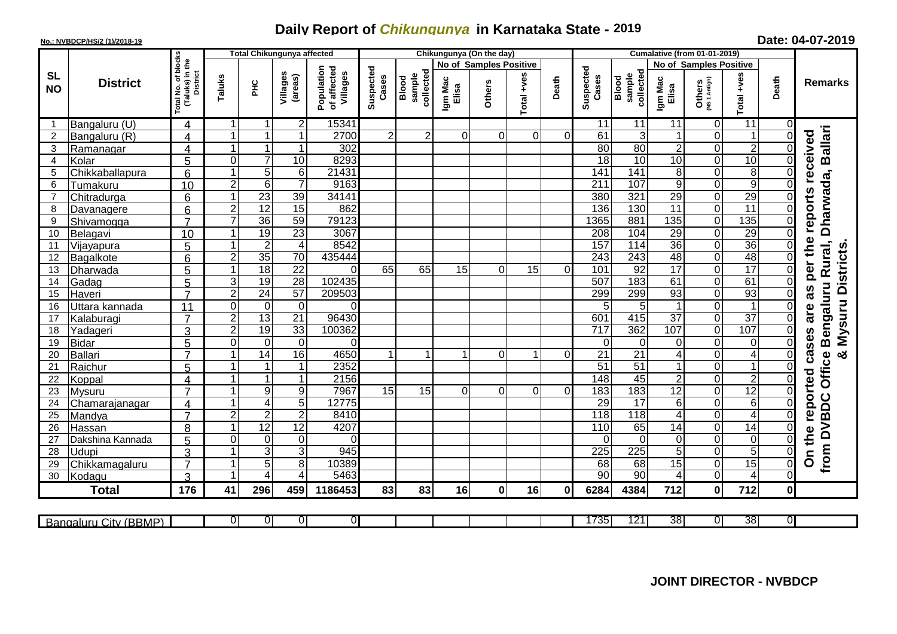# Daily Report of *Chikungunya* in Karnataka State - 2019

**No.: NVBDCP/HS/2 (1)/2018-19**

**Date: 04-07-2019**

| SL NO | District | Total No. of blocks (Taluks) in the District | Total Chikungunya affected | | | | Chikungunya (On the day) | | | | | | Cumalative (from 01-01-2019) | | | | | | Remarks |
|---|---|---|---|---|---|---|---|---|---|---|---|---|---|---|---|---|---|---|---|
| | | | Taluks | PHC | Villages (areas) | Population of affected Villages | Suspected Cases | Blood sample collected | No of Samples Positive | | | Death | Suspected Cases | Blood sample collected | No of Samples Positive | | | Death | |
| | | | | | | | | | Igm Mac Elisa | Others | Total +ves | | | | Igm Mac Elisa | Others (NS 1 Antign) | Total +ves | | |
| 1 | Bangaluru (U) | 4 | 1 | 1 | 2 | 15341 | | | | | | | 11 | 11 | 11 | 0 | 11 | 0 | On the reported cases are as per the reports received from DVBDC Office Bengaluru Rural, Dharwada, Ballari & Mysuru Districts. |
| 2 | Bangaluru (R) | 4 | 1 | 1 | 1 | 2700 | 2 | 2 | 0 | 0 | 0 | 0 | 61 | 3 | 1 | 0 | 1 | 0 | |
| 3 | Ramanagar | 4 | 1 | 1 | 1 | 302 | | | | | | | 80 | 80 | 2 | 0 | 2 | 0 | |
| 4 | Kolar | 5 | 0 | 7 | 10 | 8293 | | | | | | | 18 | 10 | 10 | 0 | 10 | 0 | |
| 5 | Chikkaballapura | 6 | 1 | 5 | 6 | 21431 | | | | | | | 141 | 141 | 8 | 0 | 8 | 0 | |
| 6 | Tumakuru | 10 | 2 | 6 | 7 | 9163 | | | | | | | 211 | 107 | 9 | 0 | 9 | 0 | |
| 7 | Chitradurga | 6 | 1 | 23 | 39 | 34141 | | | | | | | 380 | 321 | 29 | 0 | 29 | 0 | |
| 8 | Davanagere | 6 | 2 | 12 | 15 | 862 | | | | | | | 136 | 130 | 11 | 0 | 11 | 0 | |
| 9 | Shivamogga | 7 | 7 | 36 | 59 | 79123 | | | | | | | 1365 | 881 | 135 | 0 | 135 | 0 | |
| 10 | Belagavi | 10 | 1 | 19 | 23 | 3067 | | | | | | | 208 | 104 | 29 | 0 | 29 | 0 | |
| 11 | Vijayapura | 5 | 1 | 2 | 4 | 8542 | | | | | | | 157 | 114 | 36 | 0 | 36 | 0 | |
| 12 | Bagalkote | 6 | 2 | 35 | 70 | 435444 | | | | | | | 243 | 243 | 48 | 0 | 48 | 0 | |
| 13 | Dharwada | 5 | 1 | 18 | 22 | 0 | 65 | 65 | 15 | 0 | 15 | 0 | 101 | 92 | 17 | 0 | 17 | 0 | |
| 14 | Gadag | 5 | 3 | 19 | 28 | 102435 | | | | | | | 507 | 183 | 61 | 0 | 61 | 0 | |
| 15 | Haveri | 7 | 2 | 24 | 57 | 209503 | | | | | | | 299 | 299 | 93 | 0 | 93 | 0 | |
| 16 | Uttara kannada | 11 | 0 | 0 | 0 | 0 | | | | | | | 5 | 5 | 1 | 0 | 1 | 0 | |
| 17 | Kalaburagi | 7 | 2 | 13 | 21 | 96430 | | | | | | | 601 | 415 | 37 | 0 | 37 | 0 | |
| 18 | Yadageri | 3 | 2 | 19 | 33 | 100362 | | | | | | | 717 | 362 | 107 | 0 | 107 | 0 | |
| 19 | Bidar | 5 | 0 | 0 | 0 | 0 | | | | | | | 0 | 0 | 0 | 0 | 0 | 0 | |
| 20 | Ballari | 7 | 1 | 14 | 16 | 4650 | 1 | 1 | 1 | 0 | 1 | 0 | 21 | 21 | 4 | 0 | 4 | 0 | |
| 21 | Raichur | 5 | 1 | 1 | 1 | 2352 | | | | | | | 51 | 51 | 1 | 0 | 1 | 0 | |
| 22 | Koppal | 4 | 1 | 1 | 1 | 2156 | | | | | | | 148 | 45 | 2 | 0 | 2 | 0 | |
| 23 | Mysuru | 7 | 1 | 9 | 9 | 7967 | 15 | 15 | 0 | 0 | 0 | 0 | 183 | 183 | 12 | 0 | 12 | 0 | |
| 24 | Chamarajanagar | 4 | 1 | 4 | 5 | 12775 | | | | | | | 29 | 17 | 6 | 0 | 6 | 0 | |
| 25 | Mandya | 7 | 2 | 2 | 2 | 8410 | | | | | | | 118 | 118 | 4 | 0 | 4 | 0 | |
| 26 | Hassan | 8 | 1 | 12 | 12 | 4207 | | | | | | | 110 | 65 | 14 | 0 | 14 | 0 | |
| 27 | Dakshina Kannada | 5 | 0 | 0 | 0 | 0 | | | | | | | 0 | 0 | 0 | 0 | 0 | 0 | |
| 28 | Udupi | 3 | 1 | 3 | 3 | 945 | | | | | | | 225 | 225 | 5 | 0 | 5 | 0 | |
| 29 | Chikkamagaluru | 7 | 1 | 5 | 8 | 10389 | | | | | | | 68 | 68 | 15 | 0 | 15 | 0 | |
| 30 | Kodagu | 3 | 1 | 4 | 4 | 5463 | | | | | | | 90 | 90 | 4 | 0 | 4 | 0 | |
| | **Total** | **176** | **41** | **296** | **459** | **1186453** | **83** | **83** | **16** | **0** | **16** | **0** | **6284** | **4384** | **712** | **0** | **712** | **0** | |

| | | | | | | | | | | | | | | | | | | |
|---|---|---|---|---|---|---|---|---|---|---|---|---|---|---|---|---|---|---|
| Bangaluru City (BBMP) | | 0 | 0 | 0 | 0 | | | | | | | 1735 | 121 | 38 | 0 | 38 | 0 | |

**JOINT DIRECTOR - NVBDCP**